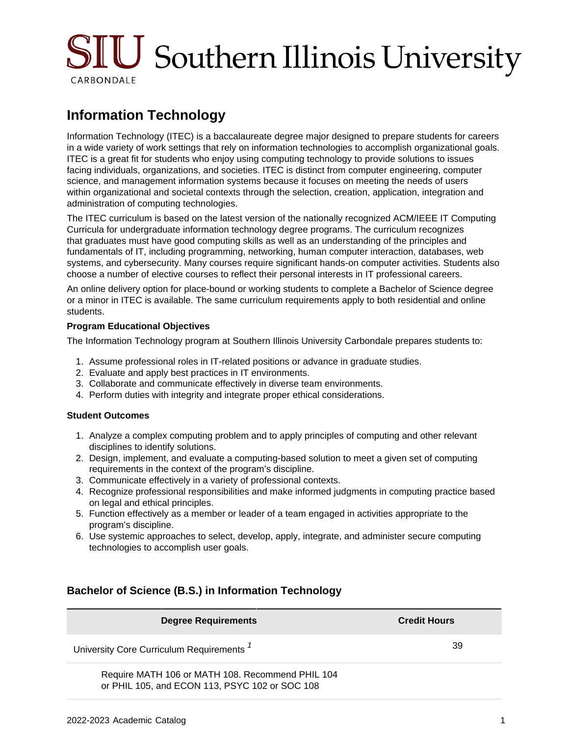# Information Technology

Information Technology (ITEC) is a baccalaureate degree major designed to prepare students for careers in a wide variety of work settings that rely on information technologies to accomplish organizational goals. ITEC is a great fit for students who enjoy using computing technology to provide solutions to issues facing individuals, organizations, and societies. ITEC is distinct from computer engineering, computer science, and management information systems because it focuses on meeting the needs of users within organizational and societal contexts through the selection, creation, application, integration and administration of computing technologies.

The ITEC curriculum is based on the latest version of the nationally recognized ACM/IEEE IT Computing Curricula for undergraduate information technology degree programs. The curriculum recognizes that graduates must have good computing skills as well as an understanding of the principles and fundamentals of IT, including programming, networking, human computer interaction, databases, web systems, and cybersecurity. Many courses require significant hands-on computer activities. Students also choose a number of elective courses to reflect their personal interests in IT professional careers.

An online delivery option for place-bound or working students to complete a Bachelor of Science degree or a minor in ITEC is available. The same curriculum requirements apply to both residential and online students.

#### Program Educational Objectives

The Information Technology program at Southern Illinois University Carbondale prepares students to:

1. Assume professional roles in IT-related positions or advance in graduate studies.
2. Evaluate and apply best practices in IT environments.
3. Collaborate and communicate effectively in diverse team environments.
4. Perform duties with integrity and integrate proper ethical considerations.

#### Student Outcomes

1. Analyze a complex computing problem and to apply principles of computing and other relevant disciplines to identify solutions.
2. Design, implement, and evaluate a computing-based solution to meet a given set of computing requirements in the context of the program's discipline.
3. Communicate effectively in a variety of professional contexts.
4. Recognize professional responsibilities and make informed judgments in computing practice based on legal and ethical principles.
5. Function effectively as a member or leader of a team engaged in activities appropriate to the program's discipline.
6. Use systemic approaches to select, develop, apply, integrate, and administer secure computing technologies to accomplish user goals.

## Bachelor of Science (B.S.) in Information Technology

| Degree Requirements | Credit Hours |
|---|---|
| University Core Curriculum Requirements [1] | 39 |
| Require MATH 106 or MATH 108. Recommend PHIL 104 or PHIL 105, and ECON 113, PSYC 102 or SOC 108 | |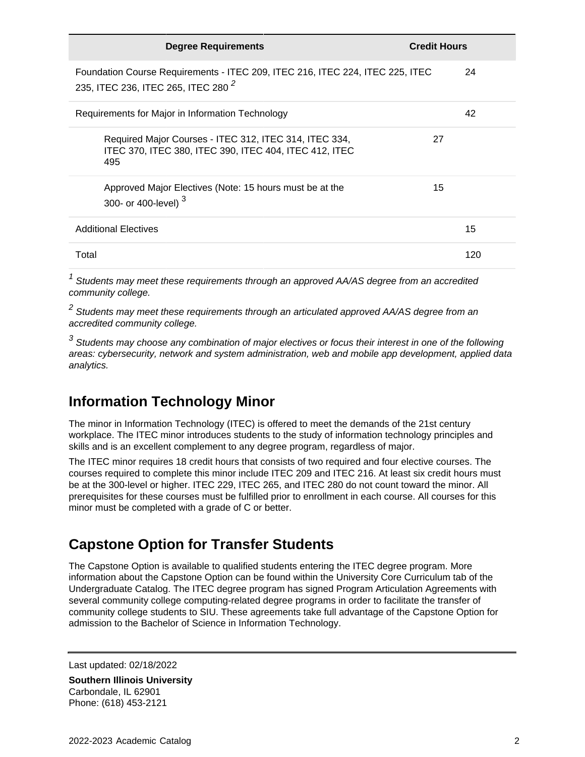| Degree Requirements | | Credit Hours |
|---|---|---|
| Foundation Course Requirements - ITEC 209, ITEC 216, ITEC 224, ITEC 225, ITEC 235, ITEC 236, ITEC 265, ITEC 280 [2] | | 24 |
| Requirements for Major in Information Technology | | 42 |
| Required Major Courses - ITEC 312, ITEC 314, ITEC 334, ITEC 370, ITEC 380, ITEC 390, ITEC 404, ITEC 412, ITEC 495 | 27 | |
| Approved Major Electives (Note: 15 hours must be at the 300- or 400-level) [3] | 15 | |
| Additional Electives | | 15 |
| Total | | 120 |

[1] *Students may meet these requirements through an approved AA/AS degree from an accredited community college.*

[2] *Students may meet these requirements through an articulated approved AA/AS degree from an accredited community college.*

[3] *Students may choose any combination of major electives or focus their interest in one of the following areas: cybersecurity, network and system administration, web and mobile app development, applied data analytics.*

## Information Technology Minor

The minor in Information Technology (ITEC) is offered to meet the demands of the 21st century workplace. The ITEC minor introduces students to the study of information technology principles and skills and is an excellent complement to any degree program, regardless of major.

The ITEC minor requires 18 credit hours that consists of two required and four elective courses. The courses required to complete this minor include ITEC 209 and ITEC 216. At least six credit hours must be at the 300-level or higher. ITEC 229, ITEC 265, and ITEC 280 do not count toward the minor. All prerequisites for these courses must be fulfilled prior to enrollment in each course. All courses for this minor must be completed with a grade of C or better.

## Capstone Option for Transfer Students

The Capstone Option is available to qualified students entering the ITEC degree program. More information about the Capstone Option can be found within the University Core Curriculum tab of the Undergraduate Catalog. The ITEC degree program has signed Program Articulation Agreements with several community college computing-related degree programs in order to facilitate the transfer of community college students to SIU. These agreements take full advantage of the Capstone Option for admission to the Bachelor of Science in Information Technology.

---

Last updated: 02/18/2022

**Southern Illinois University**
Carbondale, IL 62901
Phone: (618) 453-2121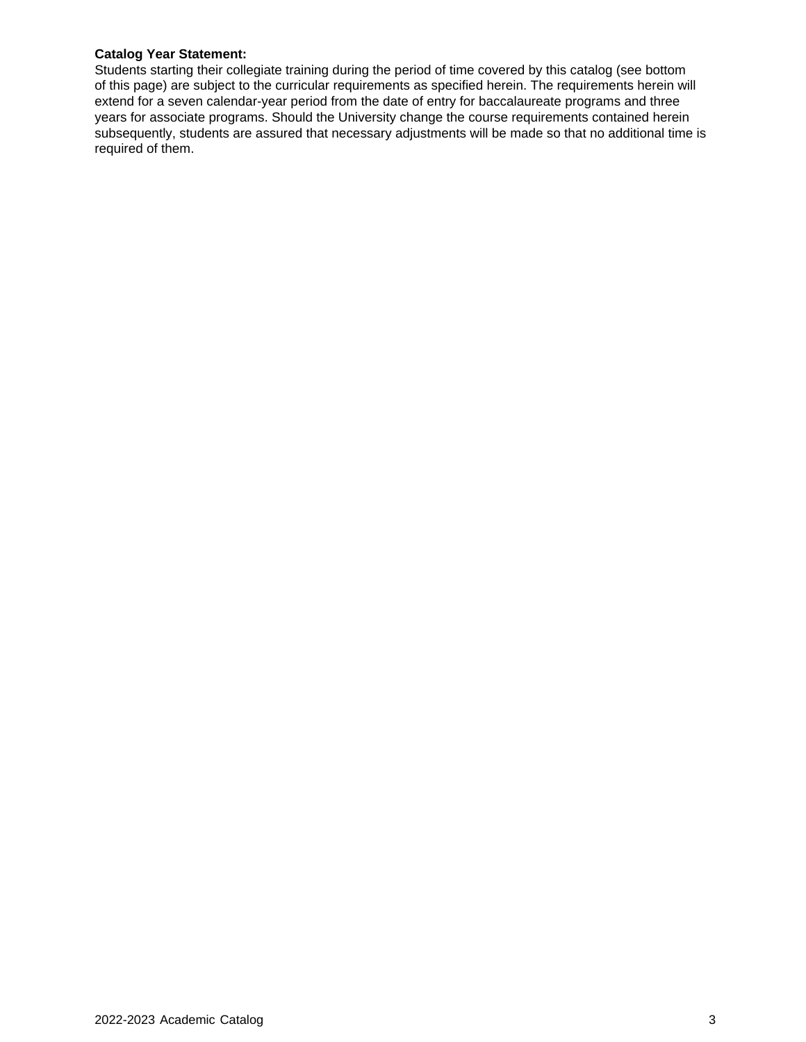**Catalog Year Statement:**
Students starting their collegiate training during the period of time covered by this catalog (see bottom of this page) are subject to the curricular requirements as specified herein. The requirements herein will extend for a seven calendar-year period from the date of entry for baccalaureate programs and three years for associate programs. Should the University change the course requirements contained herein subsequently, students are assured that necessary adjustments will be made so that no additional time is required of them.